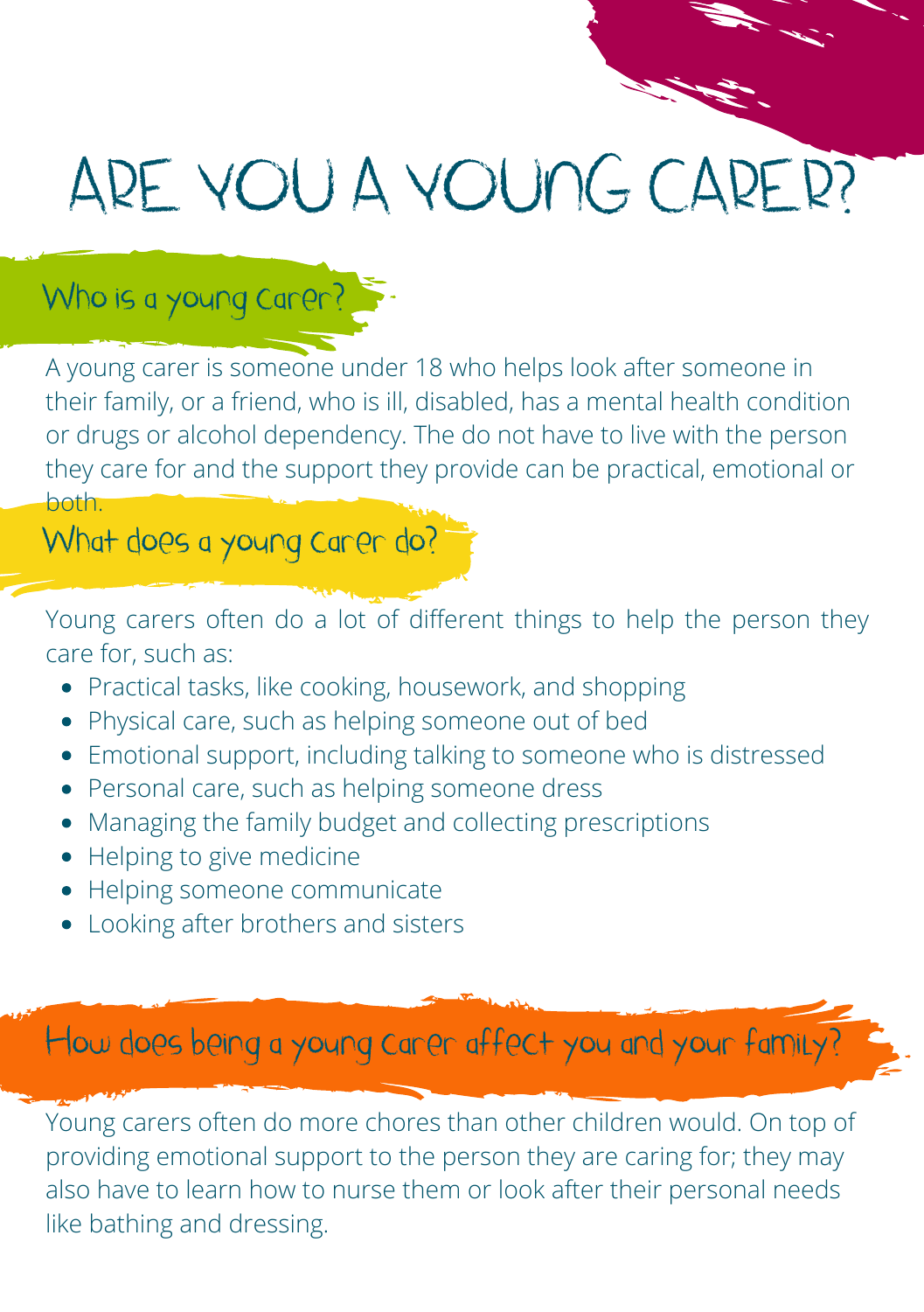# ARE YOU A YOUNG CARER?

## Who is a young carer?

A young carer is someone under 18 who helps look after someone in their family, or a friend, who is ill, disabled, has a mental health condition or drugs or alcohol dependency. The do not have to live with the person they care for and the support they provide can be practical, emotional or both.

## What does a young carer do?

Young carers often do a lot of different things to help the person they care for, such as:

- Practical tasks, like cooking, housework, and shopping
- Physical care, such as helping someone out of bed
- Emotional support, including talking to someone who is distressed
- Personal care, such as helping someone dress
- Managing the family budget and collecting prescriptions
- Helping to give medicine
- Helping someone communicate
- Looking after brothers and sisters

## How does being a young carer affect you and your family?

Young carers often do more chores than other children would. On top of providing emotional support to the person they are caring for; they may also have to learn how to nurse them or look after their personal needs like bathing and dressing.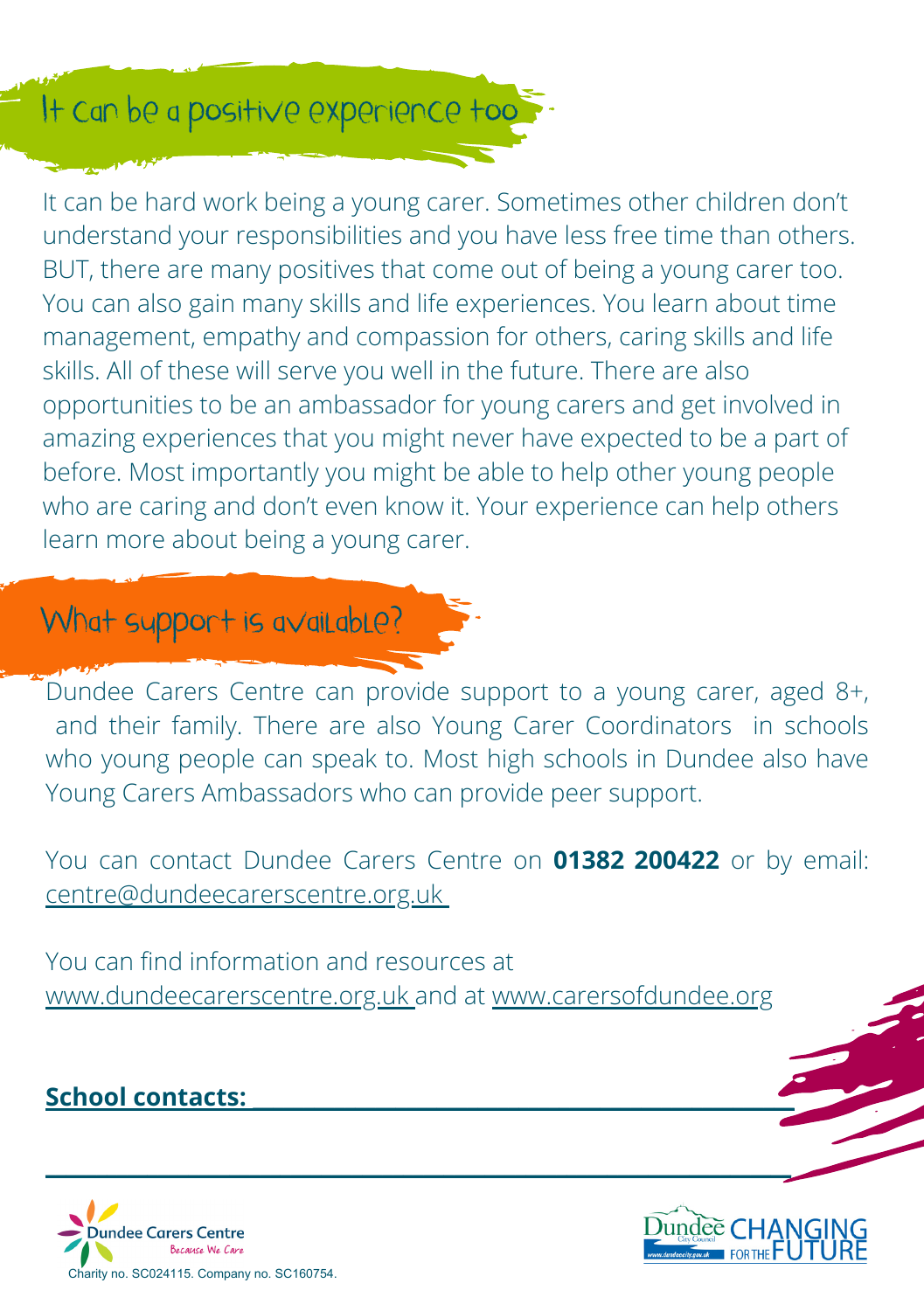## It can be a positive experience too

It can be hard work being a young carer. Sometimes other children don't understand your responsibilities and you have less free time than others. BUT, there are many positives that come out of being a young carer too. You can also gain many skills and life experiences. You learn about time management, empathy and compassion for others, caring skills and life skills. All of these will serve you well in the future. There are also opportunities to be an ambassador for young carers and get involved in amazing experiences that you might never have expected to be a part of before. Most importantly you might be able to help other young people who are caring and don't even know it. Your experience can help others learn more about being a young carer.

## What support is available?

Dundee Carers Centre can provide support to a young carer, aged 8+, and their family. There are also Young Carer Coordinators in schools who young people can speak to. Most high schools in Dundee also have Young Carers Ambassadors who can provide peer support.

You can contact Dundee Carers Centre on **01382 200422** or by email: centre@dundeecarerscentre.org.uk

You can find information and resources at www.dundeecarerscentre.org.uk and at www.carersofdundee.org

**School contacts:** ______________________________________________

______________________________________________________________

Dundee Carers Centre
Because We Care
Charity no. SC024115. Company no. SC160754.

Dundee City Council CHANGING FOR THE FUTURE
www.dundeecity.gov.uk